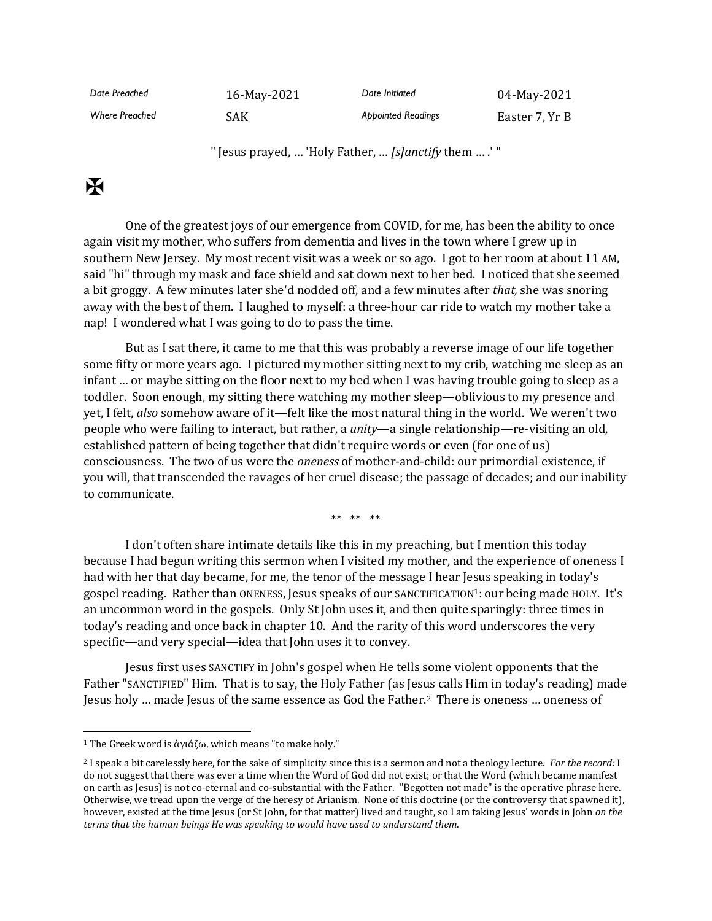| Date Preached | 16-May-2021 | Date Initiated | 04-May-2021 |
| --- | --- | --- | --- |
| Where Preached | SAK | Appointed Readings | Easter 7, Yr B |

" Jesus prayed, … 'Holy Father, … *[s]anctify* them … .' "

✠

One of the greatest joys of our emergence from COVID, for me, has been the ability to once again visit my mother, who suffers from dementia and lives in the town where I grew up in southern New Jersey. My most recent visit was a week or so ago. I got to her room at about 11 AM, said "hi" through my mask and face shield and sat down next to her bed. I noticed that she seemed a bit groggy. A few minutes later she'd nodded off, and a few minutes after *that,* she was snoring away with the best of them. I laughed to myself: a three-hour car ride to watch my mother take a nap! I wondered what I was going to do to pass the time.

But as I sat there, it came to me that this was probably a reverse image of our life together some fifty or more years ago. I pictured my mother sitting next to my crib, watching me sleep as an infant … or maybe sitting on the floor next to my bed when I was having trouble going to sleep as a toddler. Soon enough, my sitting there watching my mother sleep—oblivious to my presence and yet, I felt, *also* somehow aware of it—felt like the most natural thing in the world. We weren't two people who were failing to interact, but rather, a *unity*—a single relationship—re-visiting an old, established pattern of being together that didn't require words or even (for one of us) consciousness. The two of us were the *oneness* of mother-and-child: our primordial existence, if you will, that transcended the ravages of her cruel disease; the passage of decades; and our inability to communicate.

** ** **

I don't often share intimate details like this in my preaching, but I mention this today because I had begun writing this sermon when I visited my mother, and the experience of oneness I had with her that day became, for me, the tenor of the message I hear Jesus speaking in today's gospel reading. Rather than ONENESS, Jesus speaks of our SANCTIFICATION[1]: our being made HOLY. It's an uncommon word in the gospels. Only St John uses it, and then quite sparingly: three times in today's reading and once back in chapter 10. And the rarity of this word underscores the very specific—and very special—idea that John uses it to convey.

Jesus first uses SANCTIFY in John's gospel when He tells some violent opponents that the Father "SANCTIFIED" Him. That is to say, the Holy Father (as Jesus calls Him in today's reading) made Jesus holy … made Jesus of the same essence as God the Father.[2] There is oneness … oneness of

---

[1] The Greek word is ἁγιάζω, which means "to make holy."

[2] I speak a bit carelessly here, for the sake of simplicity since this is a sermon and not a theology lecture. *For the record:* I do not suggest that there was ever a time when the Word of God did not exist; or that the Word (which became manifest on earth as Jesus) is not co-eternal and co-substantial with the Father. "Begotten not made" is the operative phrase here. Otherwise, we tread upon the verge of the heresy of Arianism. None of this doctrine (or the controversy that spawned it), however, existed at the time Jesus (or St John, for that matter) lived and taught, so I am taking Jesus' words in John *on the terms that the human beings He was speaking to would have used to understand them.*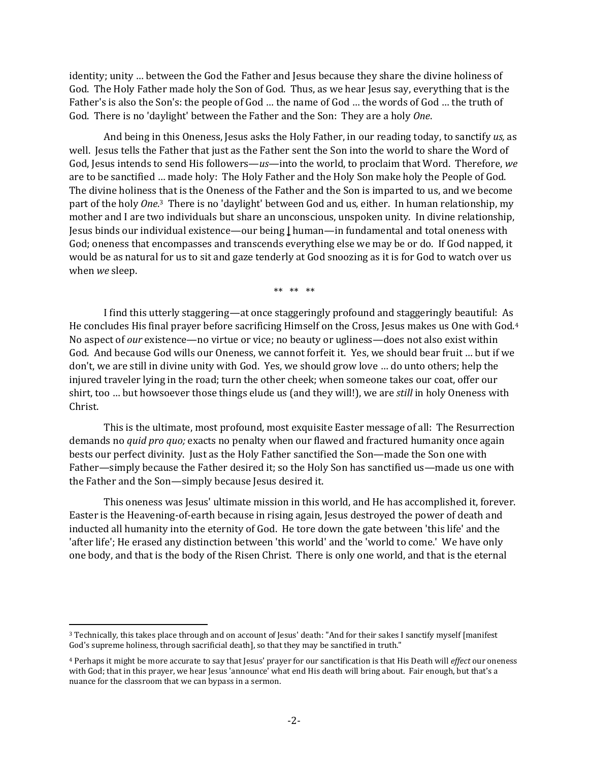identity; unity … between the God the Father and Jesus because they share the divine holiness of God. The Holy Father made holy the Son of God. Thus, as we hear Jesus say, everything that is the Father's is also the Son's: the people of God … the name of God … the words of God … the truth of God. There is no 'daylight' between the Father and the Son: They are a holy *One*.

And being in this Oneness, Jesus asks the Holy Father, in our reading today, to sanctify *us,* as well. Jesus tells the Father that just as the Father sent the Son into the world to share the Word of God, Jesus intends to send His followers—*us*—into the world, to proclaim that Word. Therefore, *we* are to be sanctified … made holy: The Holy Father and the Holy Son make holy the People of God. The divine holiness that is the Oneness of the Father and the Son is imparted to us, and we become part of the holy *One*.[3] There is no 'daylight' between God and us, either. In human relationship, my mother and I are two individuals but share an unconscious, unspoken unity. In divine relationship, Jesus binds our individual existence—our being human—in fundamental and total oneness with God; oneness that encompasses and transcends everything else we may be or do. If God napped, it would be as natural for us to sit and gaze tenderly at God snoozing as it is for God to watch over us when *we* sleep.

** ** **

I find this utterly staggering—at once staggeringly profound and staggeringly beautiful: As He concludes His final prayer before sacrificing Himself on the Cross, Jesus makes us One with God.[4] No aspect of *our* existence—no virtue or vice; no beauty or ugliness—does not also exist within God. And because God wills our Oneness, we cannot forfeit it. Yes, we should bear fruit … but if we don't, we are still in divine unity with God. Yes, we should grow love … do unto others; help the injured traveler lying in the road; turn the other cheek; when someone takes our coat, offer our shirt, too … but howsoever those things elude us (and they will!), we are *still* in holy Oneness with Christ.

This is the ultimate, most profound, most exquisite Easter message of all: The Resurrection demands no *quid pro quo;* exacts no penalty when our flawed and fractured humanity once again bests our perfect divinity. Just as the Holy Father sanctified the Son—made the Son one with Father—simply because the Father desired it; so the Holy Son has sanctified us—made us one with the Father and the Son—simply because Jesus desired it.

This oneness was Jesus' ultimate mission in this world, and He has accomplished it, forever. Easter is the Heavening-of-earth because in rising again, Jesus destroyed the power of death and inducted all humanity into the eternity of God. He tore down the gate between 'this life' and the 'after life'; He erased any distinction between 'this world' and the 'world to come.' We have only one body, and that is the body of the Risen Christ. There is only one world, and that is the eternal

---

[3] Technically, this takes place through and on account of Jesus' death: "And for their sakes I sanctify myself [manifest God's supreme holiness, through sacrificial death], so that they may be sanctified in truth."

[4] Perhaps it might be more accurate to say that Jesus' prayer for our sanctification is that His Death will *effect* our oneness with God; that in this prayer, we hear Jesus 'announce' what end His death will bring about. Fair enough, but that's a nuance for the classroom that we can bypass in a sermon.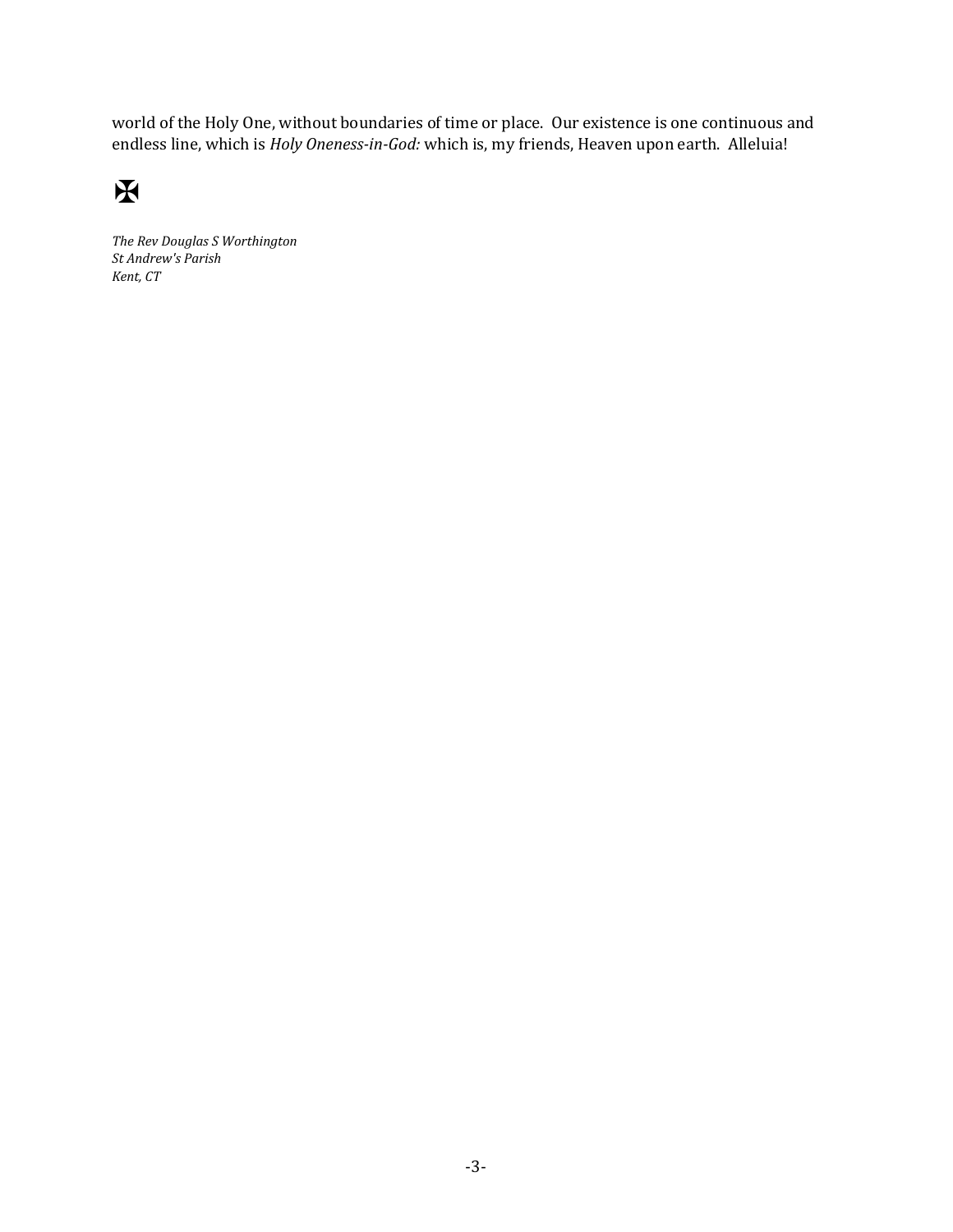world of the Holy One, without boundaries of time or place. Our existence is one continuous and endless line, which is *Holy Oneness-in-God:* which is, my friends, Heaven upon earth. Alleluia!

✠

*The Rev Douglas S Worthington*
*St Andrew's Parish*
*Kent, CT*